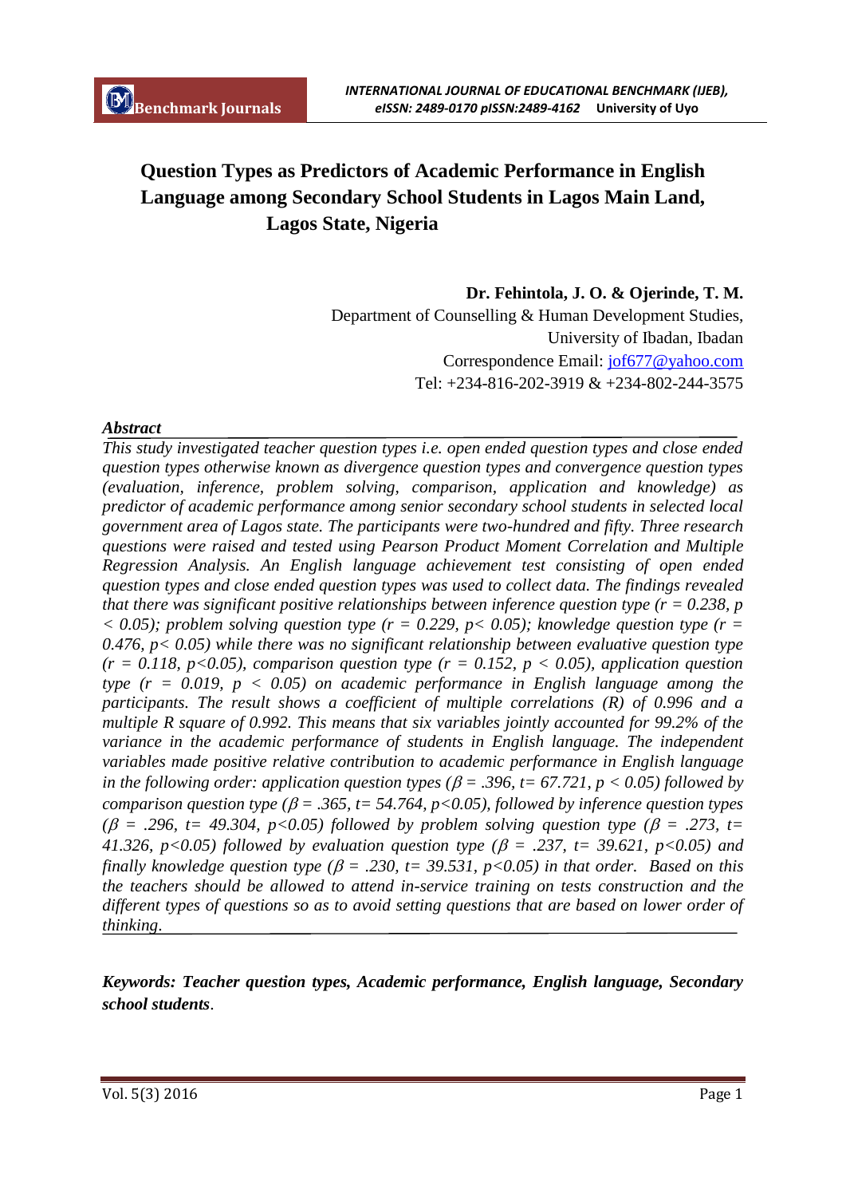# Question Types as Predictors of Academic Performance in English Language among Secondary School Students in Lagos Main Land, Lagos State, Nigeria

**Dr. Fehintola, J. O. & Ojerinde, T. M.**
Department of Counselling & Human Development Studies,
University of Ibadan, Ibadan
Correspondence Email: jof677@yahoo.com
Tel: +234-816-202-3919 & +234-802-244-3575

***Abstract***

*This study investigated teacher question types i.e. open ended question types and close ended question types otherwise known as divergence question types and convergence question types (evaluation, inference, problem solving, comparison, application and knowledge) as predictor of academic performance among senior secondary school students in selected local government area of Lagos state. The participants were two-hundred and fifty. Three research questions were raised and tested using Pearson Product Moment Correlation and Multiple Regression Analysis. An English language achievement test consisting of open ended question types and close ended question types was used to collect data. The findings revealed that there was significant positive relationships between inference question type ($r = 0.238$, $p < 0.05$); problem solving question type ($r = 0.229$, $p < 0.05$); knowledge question type ($r = 0.476$, $p < 0.05$) while there was no significant relationship between evaluative question type ($r = 0.118$, $p<0.05$), comparison question type ($r = 0.152$, $p < 0.05$), application question type ($r = 0.019$, $p < 0.05$) on academic performance in English language among the participants. The result shows a coefficient of multiple correlations (R) of 0.996 and a multiple R square of 0.992. This means that six variables jointly accounted for 99.2% of the variance in the academic performance of students in English language. The independent variables made positive relative contribution to academic performance in English language in the following order: application question types ($\beta = .396$, $t= 67.721$, $p < 0.05$) followed by comparison question type ($\beta = .365$, $t= 54.764$, $p<0.05$), followed by inference question types ($\beta = .296$, $t= 49.304$, $p<0.05$) followed by problem solving question type ($\beta = .273$, $t= 41.326$, $p<0.05$) followed by evaluation question type ($\beta = .237$, $t= 39.621$, $p<0.05$) and finally knowledge question type ($\beta = .230$, $t= 39.531$, $p<0.05$) in that order. Based on this the teachers should be allowed to attend in-service training on tests construction and the different types of questions so as to avoid setting questions that are based on lower order of thinking.*

***Keywords: Teacher question types, Academic performance, English language, Secondary school students***.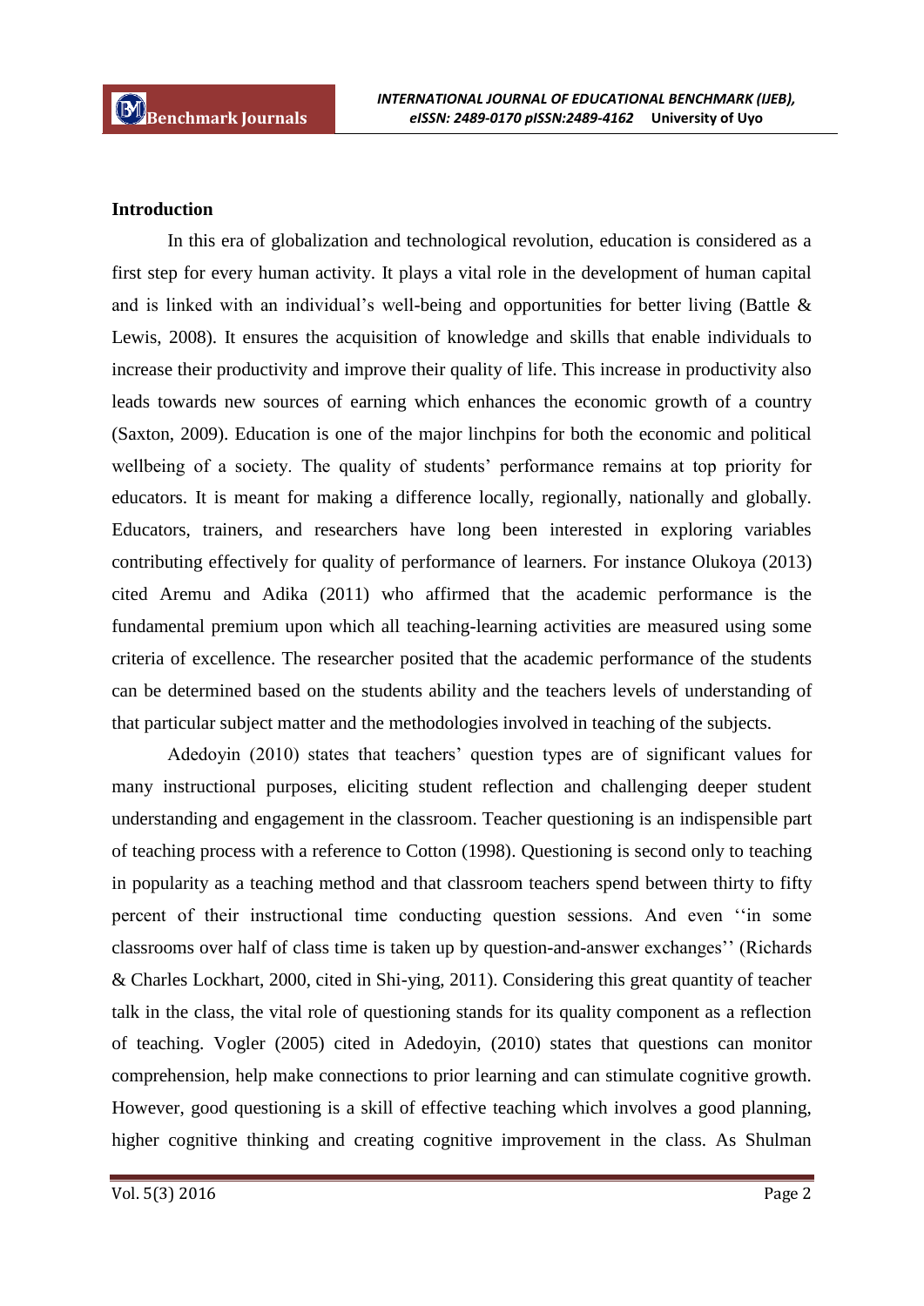## Introduction

In this era of globalization and technological revolution, education is considered as a first step for every human activity. It plays a vital role in the development of human capital and is linked with an individual's well-being and opportunities for better living (Battle & Lewis, 2008). It ensures the acquisition of knowledge and skills that enable individuals to increase their productivity and improve their quality of life. This increase in productivity also leads towards new sources of earning which enhances the economic growth of a country (Saxton, 2009). Education is one of the major linchpins for both the economic and political wellbeing of a society. The quality of students' performance remains at top priority for educators. It is meant for making a difference locally, regionally, nationally and globally. Educators, trainers, and researchers have long been interested in exploring variables contributing effectively for quality of performance of learners. For instance Olukoya (2013) cited Aremu and Adika (2011) who affirmed that the academic performance is the fundamental premium upon which all teaching-learning activities are measured using some criteria of excellence. The researcher posited that the academic performance of the students can be determined based on the students ability and the teachers levels of understanding of that particular subject matter and the methodologies involved in teaching of the subjects.

Adedoyin (2010) states that teachers' question types are of significant values for many instructional purposes, eliciting student reflection and challenging deeper student understanding and engagement in the classroom. Teacher questioning is an indispensible part of teaching process with a reference to Cotton (1998). Questioning is second only to teaching in popularity as a teaching method and that classroom teachers spend between thirty to fifty percent of their instructional time conducting question sessions. And even ''in some classrooms over half of class time is taken up by question-and-answer exchanges'' (Richards & Charles Lockhart, 2000, cited in Shi-ying, 2011). Considering this great quantity of teacher talk in the class, the vital role of questioning stands for its quality component as a reflection of teaching. Vogler (2005) cited in Adedoyin, (2010) states that questions can monitor comprehension, help make connections to prior learning and can stimulate cognitive growth. However, good questioning is a skill of effective teaching which involves a good planning, higher cognitive thinking and creating cognitive improvement in the class. As Shulman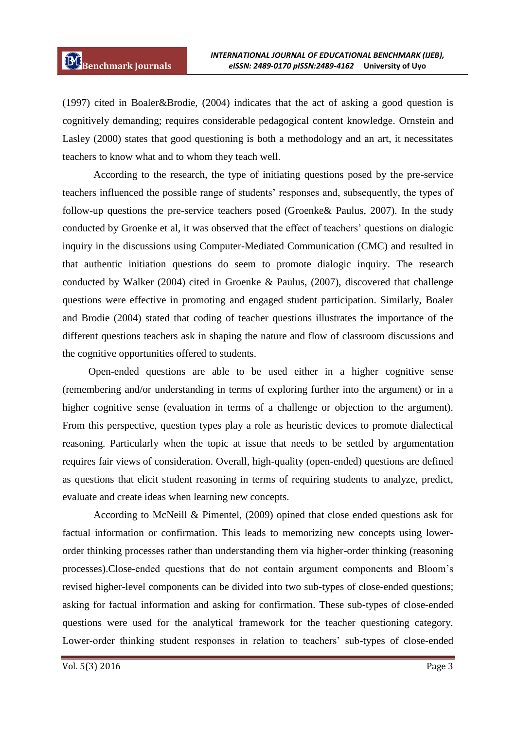(1997) cited in Boaler&Brodie, (2004) indicates that the act of asking a good question is cognitively demanding; requires considerable pedagogical content knowledge. Ornstein and Lasley (2000) states that good questioning is both a methodology and an art, it necessitates teachers to know what and to whom they teach well.

According to the research, the type of initiating questions posed by the pre-service teachers influenced the possible range of students' responses and, subsequently, the types of follow-up questions the pre-service teachers posed (Groenke& Paulus, 2007). In the study conducted by Groenke et al, it was observed that the effect of teachers' questions on dialogic inquiry in the discussions using Computer-Mediated Communication (CMC) and resulted in that authentic initiation questions do seem to promote dialogic inquiry. The research conducted by Walker (2004) cited in Groenke & Paulus, (2007), discovered that challenge questions were effective in promoting and engaged student participation. Similarly, Boaler and Brodie (2004) stated that coding of teacher questions illustrates the importance of the different questions teachers ask in shaping the nature and flow of classroom discussions and the cognitive opportunities offered to students.

Open-ended questions are able to be used either in a higher cognitive sense (remembering and/or understanding in terms of exploring further into the argument) or in a higher cognitive sense (evaluation in terms of a challenge or objection to the argument). From this perspective, question types play a role as heuristic devices to promote dialectical reasoning. Particularly when the topic at issue that needs to be settled by argumentation requires fair views of consideration. Overall, high-quality (open-ended) questions are defined as questions that elicit student reasoning in terms of requiring students to analyze, predict, evaluate and create ideas when learning new concepts.

According to McNeill & Pimentel, (2009) opined that close ended questions ask for factual information or confirmation. This leads to memorizing new concepts using lower-order thinking processes rather than understanding them via higher-order thinking (reasoning processes).Close-ended questions that do not contain argument components and Bloom's revised higher-level components can be divided into two sub-types of close-ended questions; asking for factual information and asking for confirmation. These sub-types of close-ended questions were used for the analytical framework for the teacher questioning category. Lower-order thinking student responses in relation to teachers' sub-types of close-ended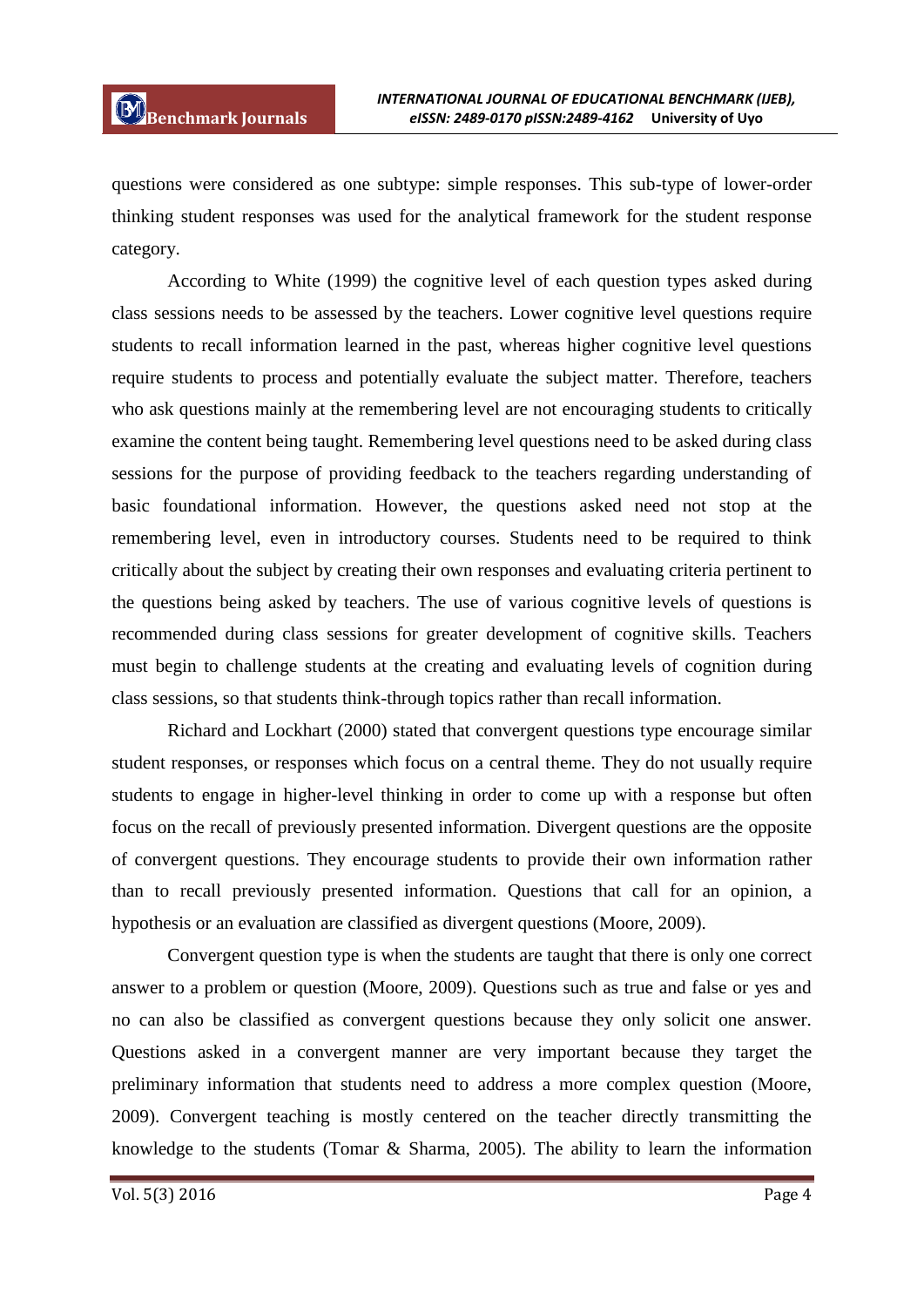questions were considered as one subtype: simple responses. This sub-type of lower-order thinking student responses was used for the analytical framework for the student response category.

According to White (1999) the cognitive level of each question types asked during class sessions needs to be assessed by the teachers. Lower cognitive level questions require students to recall information learned in the past, whereas higher cognitive level questions require students to process and potentially evaluate the subject matter. Therefore, teachers who ask questions mainly at the remembering level are not encouraging students to critically examine the content being taught. Remembering level questions need to be asked during class sessions for the purpose of providing feedback to the teachers regarding understanding of basic foundational information. However, the questions asked need not stop at the remembering level, even in introductory courses. Students need to be required to think critically about the subject by creating their own responses and evaluating criteria pertinent to the questions being asked by teachers. The use of various cognitive levels of questions is recommended during class sessions for greater development of cognitive skills. Teachers must begin to challenge students at the creating and evaluating levels of cognition during class sessions, so that students think-through topics rather than recall information.

Richard and Lockhart (2000) stated that convergent questions type encourage similar student responses, or responses which focus on a central theme. They do not usually require students to engage in higher-level thinking in order to come up with a response but often focus on the recall of previously presented information. Divergent questions are the opposite of convergent questions. They encourage students to provide their own information rather than to recall previously presented information. Questions that call for an opinion, a hypothesis or an evaluation are classified as divergent questions (Moore, 2009).

Convergent question type is when the students are taught that there is only one correct answer to a problem or question (Moore, 2009). Questions such as true and false or yes and no can also be classified as convergent questions because they only solicit one answer. Questions asked in a convergent manner are very important because they target the preliminary information that students need to address a more complex question (Moore, 2009). Convergent teaching is mostly centered on the teacher directly transmitting the knowledge to the students (Tomar & Sharma, 2005). The ability to learn the information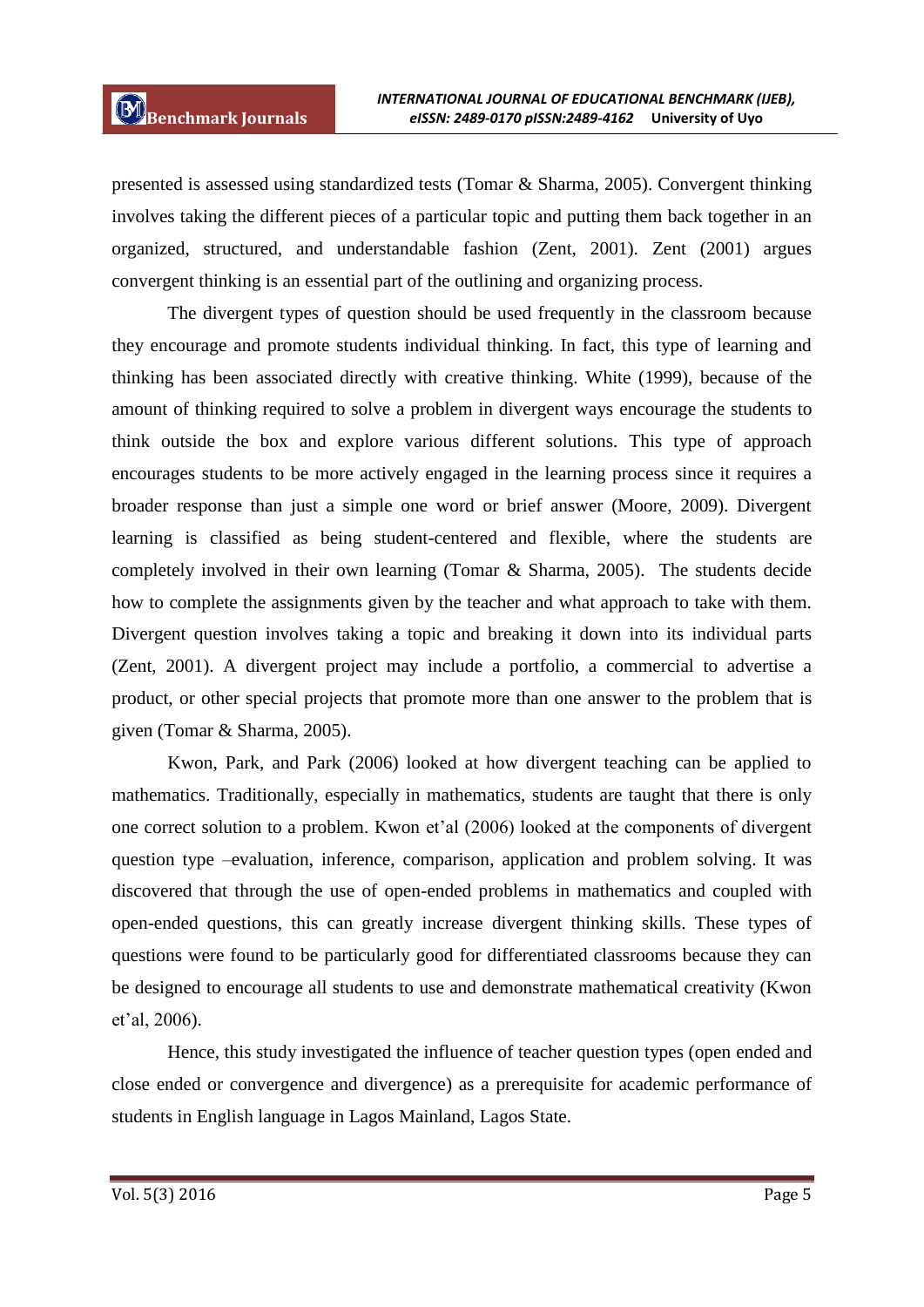presented is assessed using standardized tests (Tomar & Sharma, 2005). Convergent thinking involves taking the different pieces of a particular topic and putting them back together in an organized, structured, and understandable fashion (Zent, 2001). Zent (2001) argues convergent thinking is an essential part of the outlining and organizing process.

The divergent types of question should be used frequently in the classroom because they encourage and promote students individual thinking. In fact, this type of learning and thinking has been associated directly with creative thinking. White (1999), because of the amount of thinking required to solve a problem in divergent ways encourage the students to think outside the box and explore various different solutions. This type of approach encourages students to be more actively engaged in the learning process since it requires a broader response than just a simple one word or brief answer (Moore, 2009). Divergent learning is classified as being student-centered and flexible, where the students are completely involved in their own learning (Tomar & Sharma, 2005). The students decide how to complete the assignments given by the teacher and what approach to take with them. Divergent question involves taking a topic and breaking it down into its individual parts (Zent, 2001). A divergent project may include a portfolio, a commercial to advertise a product, or other special projects that promote more than one answer to the problem that is given (Tomar & Sharma, 2005).

Kwon, Park, and Park (2006) looked at how divergent teaching can be applied to mathematics. Traditionally, especially in mathematics, students are taught that there is only one correct solution to a problem. Kwon et'al (2006) looked at the components of divergent question type –evaluation, inference, comparison, application and problem solving. It was discovered that through the use of open-ended problems in mathematics and coupled with open-ended questions, this can greatly increase divergent thinking skills. These types of questions were found to be particularly good for differentiated classrooms because they can be designed to encourage all students to use and demonstrate mathematical creativity (Kwon et'al, 2006).

Hence, this study investigated the influence of teacher question types (open ended and close ended or convergence and divergence) as a prerequisite for academic performance of students in English language in Lagos Mainland, Lagos State.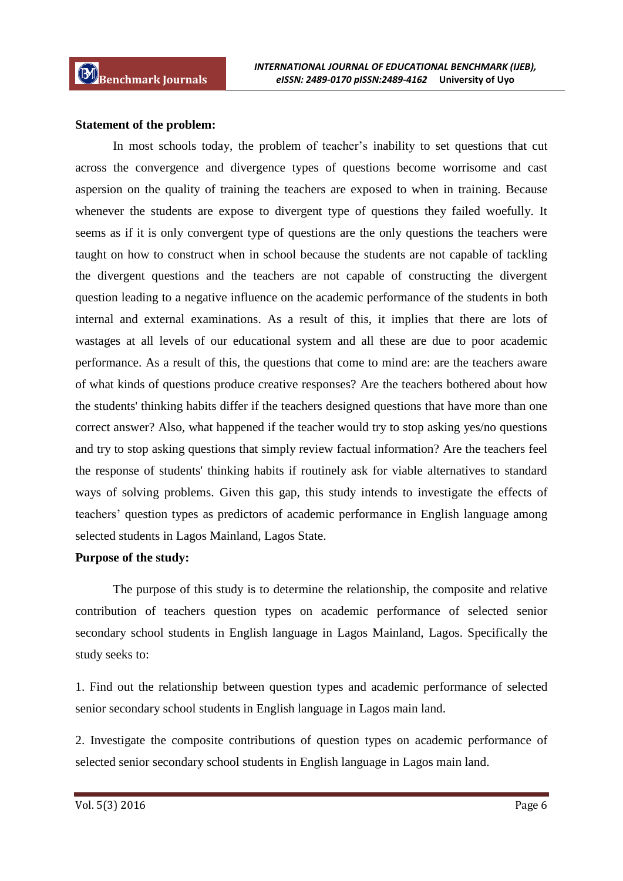**Statement of the problem:**

In most schools today, the problem of teacher's inability to set questions that cut across the convergence and divergence types of questions become worrisome and cast aspersion on the quality of training the teachers are exposed to when in training. Because whenever the students are expose to divergent type of questions they failed woefully. It seems as if it is only convergent type of questions are the only questions the teachers were taught on how to construct when in school because the students are not capable of tackling the divergent questions and the teachers are not capable of constructing the divergent question leading to a negative influence on the academic performance of the students in both internal and external examinations. As a result of this, it implies that there are lots of wastages at all levels of our educational system and all these are due to poor academic performance. As a result of this, the questions that come to mind are: are the teachers aware of what kinds of questions produce creative responses? Are the teachers bothered about how the students' thinking habits differ if the teachers designed questions that have more than one correct answer? Also, what happened if the teacher would try to stop asking yes/no questions and try to stop asking questions that simply review factual information? Are the teachers feel the response of students' thinking habits if routinely ask for viable alternatives to standard ways of solving problems. Given this gap, this study intends to investigate the effects of teachers' question types as predictors of academic performance in English language among selected students in Lagos Mainland, Lagos State.

**Purpose of the study:**

The purpose of this study is to determine the relationship, the composite and relative contribution of teachers question types on academic performance of selected senior secondary school students in English language in Lagos Mainland, Lagos. Specifically the study seeks to:

1. Find out the relationship between question types and academic performance of selected senior secondary school students in English language in Lagos main land.

2. Investigate the composite contributions of question types on academic performance of selected senior secondary school students in English language in Lagos main land.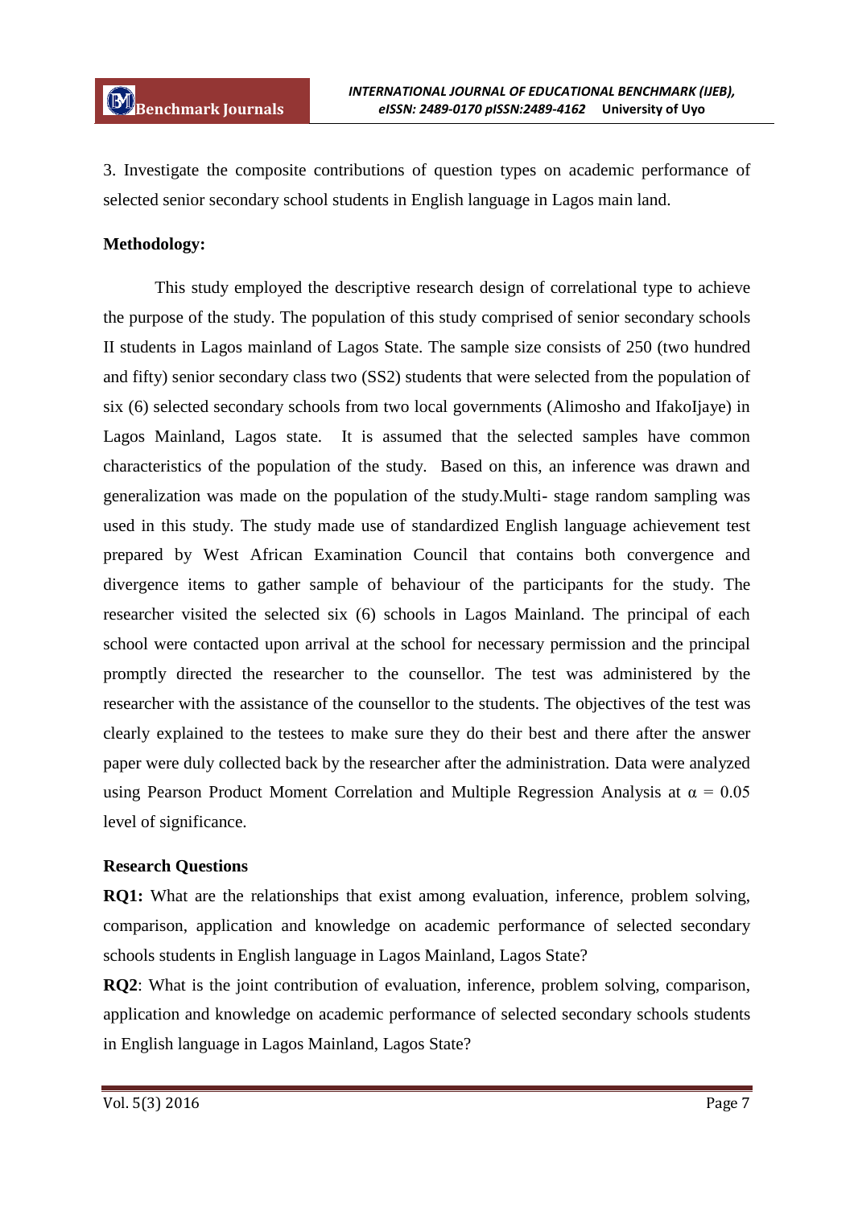3. Investigate the composite contributions of question types on academic performance of selected senior secondary school students in English language in Lagos main land.

**Methodology:**

This study employed the descriptive research design of correlational type to achieve the purpose of the study. The population of this study comprised of senior secondary schools II students in Lagos mainland of Lagos State. The sample size consists of 250 (two hundred and fifty) senior secondary class two (SS2) students that were selected from the population of six (6) selected secondary schools from two local governments (Alimosho and IfakoIjaye) in Lagos Mainland, Lagos state. It is assumed that the selected samples have common characteristics of the population of the study. Based on this, an inference was drawn and generalization was made on the population of the study.Multi- stage random sampling was used in this study. The study made use of standardized English language achievement test prepared by West African Examination Council that contains both convergence and divergence items to gather sample of behaviour of the participants for the study. The researcher visited the selected six (6) schools in Lagos Mainland. The principal of each school were contacted upon arrival at the school for necessary permission and the principal promptly directed the researcher to the counsellor. The test was administered by the researcher with the assistance of the counsellor to the students. The objectives of the test was clearly explained to the testees to make sure they do their best and there after the answer paper were duly collected back by the researcher after the administration. Data were analyzed using Pearson Product Moment Correlation and Multiple Regression Analysis at $\alpha = 0.05$ level of significance.

**Research Questions**

**RQ1:** What are the relationships that exist among evaluation, inference, problem solving, comparison, application and knowledge on academic performance of selected secondary schools students in English language in Lagos Mainland, Lagos State?

**RQ2**: What is the joint contribution of evaluation, inference, problem solving, comparison, application and knowledge on academic performance of selected secondary schools students in English language in Lagos Mainland, Lagos State?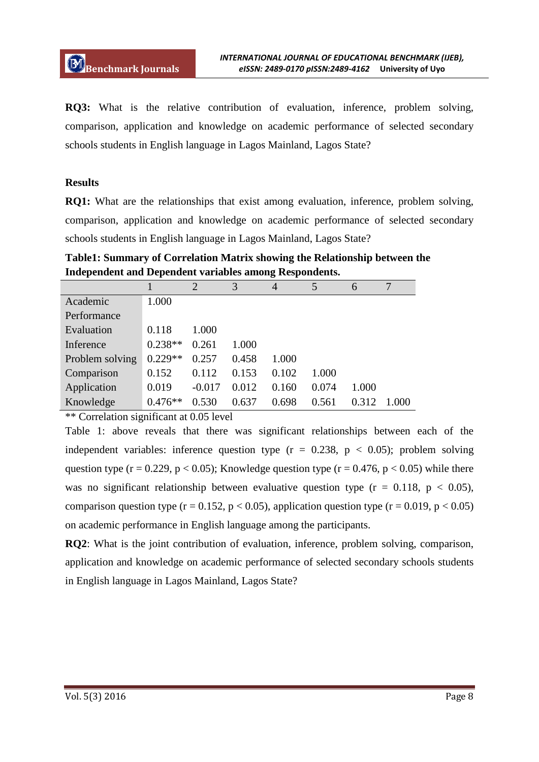**RQ3:** What is the relative contribution of evaluation, inference, problem solving, comparison, application and knowledge on academic performance of selected secondary schools students in English language in Lagos Mainland, Lagos State?

**Results**

**RQ1:** What are the relationships that exist among evaluation, inference, problem solving, comparison, application and knowledge on academic performance of selected secondary schools students in English language in Lagos Mainland, Lagos State?

**Table1: Summary of Correlation Matrix showing the Relationship between the Independent and Dependent variables among Respondents.**

| | 1 | 2 | 3 | 4 | 5 | 6 | 7 |
|---|---|---|---|---|---|---|---|
| Academic Performance | 1.000 | | | | | | |
| Evaluation | 0.118 | 1.000 | | | | | |
| Inference | 0.238** | 0.261 | 1.000 | | | | |
| Problem solving | 0.229** | 0.257 | 0.458 | 1.000 | | | |
| Comparison | 0.152 | 0.112 | 0.153 | 0.102 | 1.000 | | |
| Application | 0.019 | -0.017 | 0.012 | 0.160 | 0.074 | 1.000 | |
| Knowledge | 0.476** | 0.530 | 0.637 | 0.698 | 0.561 | 0.312 | 1.000 |

** Correlation significant at 0.05 level

Table 1: above reveals that there was significant relationships between each of the independent variables: inference question type ($r = 0.238$, $p < 0.05$); problem solving question type ($r = 0.229$, $p < 0.05$); Knowledge question type ($r = 0.476$, $p < 0.05$) while there was no significant relationship between evaluative question type ($r = 0.118$, $p < 0.05$), comparison question type ($r = 0.152$, $p < 0.05$), application question type ($r = 0.019$, $p < 0.05$) on academic performance in English language among the participants.

**RQ2**: What is the joint contribution of evaluation, inference, problem solving, comparison, application and knowledge on academic performance of selected secondary schools students in English language in Lagos Mainland, Lagos State?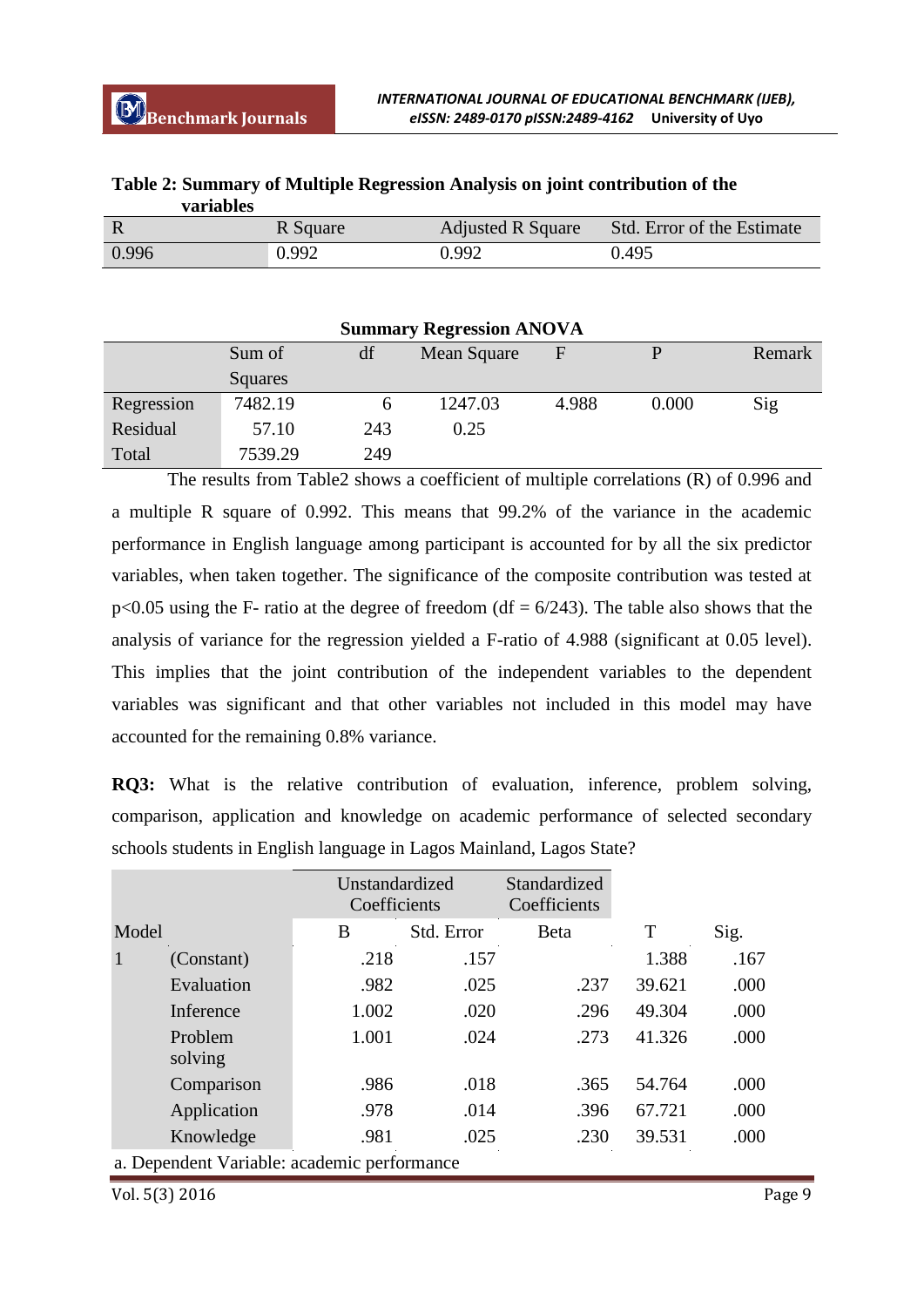**Table 2: Summary of Multiple Regression Analysis on joint contribution of the variables**

| R | R Square | Adjusted R Square | Std. Error of the Estimate |
|---|---|---|---|
| 0.996 | 0.992 | 0.992 | 0.495 |

**Summary Regression ANOVA**

| | Sum of Squares | df | Mean Square | F | P | Remark |
|---|---|---|---|---|---|---|
| Regression | 7482.19 | 6 | 1247.03 | 4.988 | 0.000 | Sig |
| Residual | 57.10 | 243 | 0.25 | | | |
| Total | 7539.29 | 249 | | | | |

The results from Table2 shows a coefficient of multiple correlations (R) of 0.996 and a multiple R square of 0.992. This means that 99.2% of the variance in the academic performance in English language among participant is accounted for by all the six predictor variables, when taken together. The significance of the composite contribution was tested at $p<0.05$ using the F- ratio at the degree of freedom (df = 6/243). The table also shows that the analysis of variance for the regression yielded a F-ratio of 4.988 (significant at 0.05 level). This implies that the joint contribution of the independent variables to the dependent variables was significant and that other variables not included in this model may have accounted for the remaining 0.8% variance.

**RQ3:** What is the relative contribution of evaluation, inference, problem solving, comparison, application and knowledge on academic performance of selected secondary schools students in English language in Lagos Mainland, Lagos State?

| Model | | Unstandardized Coefficients | | Standardized Coefficients | | |
|---|---|---|---|---|---|---|
| | | B | Std. Error | Beta | T | Sig. |
| 1 | (Constant) | .218 | .157 | | 1.388 | .167 |
| | Evaluation | .982 | .025 | .237 | 39.621 | .000 |
| | Inference | 1.002 | .020 | .296 | 49.304 | .000 |
| | Problem solving | 1.001 | .024 | .273 | 41.326 | .000 |
| | Comparison | .986 | .018 | .365 | 54.764 | .000 |
| | Application | .978 | .014 | .396 | 67.721 | .000 |
| | Knowledge | .981 | .025 | .230 | 39.531 | .000 |

a. Dependent Variable: academic performance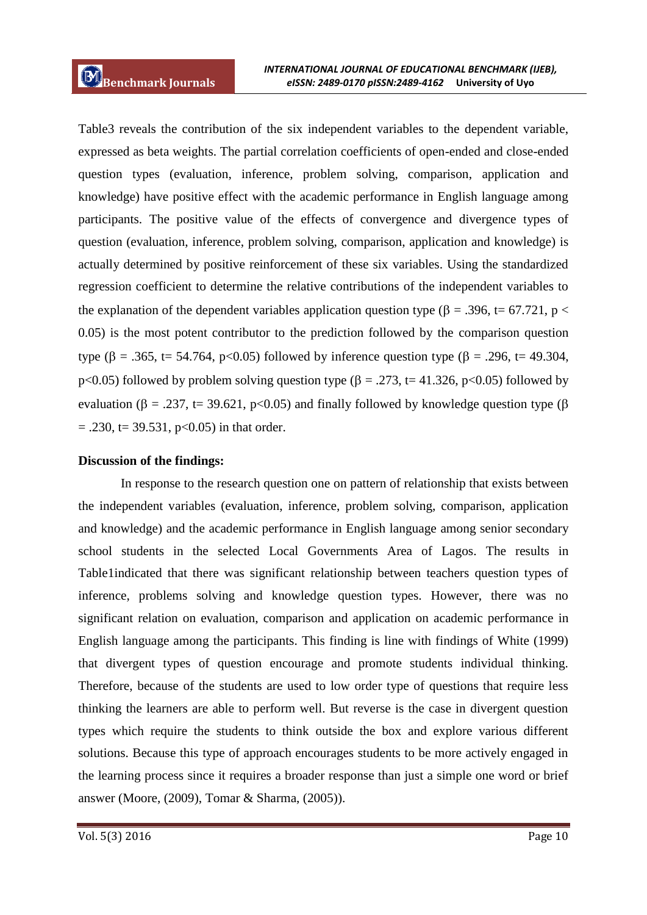Table3 reveals the contribution of the six independent variables to the dependent variable, expressed as beta weights. The partial correlation coefficients of open-ended and close-ended question types (evaluation, inference, problem solving, comparison, application and knowledge) have positive effect with the academic performance in English language among participants. The positive value of the effects of convergence and divergence types of question (evaluation, inference, problem solving, comparison, application and knowledge) is actually determined by positive reinforcement of these six variables. Using the standardized regression coefficient to determine the relative contributions of the independent variables to the explanation of the dependent variables application question type ($\beta$ = .396, t= 67.721, $p < 0.05$) is the most potent contributor to the prediction followed by the comparison question type ($\beta$ = .365, t= 54.764, $p<0.05$) followed by inference question type ($\beta$ = .296, t= 49.304, $p<0.05$) followed by problem solving question type ($\beta$ = .273, t= 41.326, $p<0.05$) followed by evaluation ($\beta$ = .237, t= 39.621, $p<0.05$) and finally followed by knowledge question type ($\beta$ = .230, t= 39.531, $p<0.05$) in that order.

**Discussion of the findings:**

In response to the research question one on pattern of relationship that exists between the independent variables (evaluation, inference, problem solving, comparison, application and knowledge) and the academic performance in English language among senior secondary school students in the selected Local Governments Area of Lagos. The results in Table1indicated that there was significant relationship between teachers question types of inference, problems solving and knowledge question types. However, there was no significant relation on evaluation, comparison and application on academic performance in English language among the participants. This finding is line with findings of White (1999) that divergent types of question encourage and promote students individual thinking. Therefore, because of the students are used to low order type of questions that require less thinking the learners are able to perform well. But reverse is the case in divergent question types which require the students to think outside the box and explore various different solutions. Because this type of approach encourages students to be more actively engaged in the learning process since it requires a broader response than just a simple one word or brief answer (Moore, (2009), Tomar & Sharma, (2005)).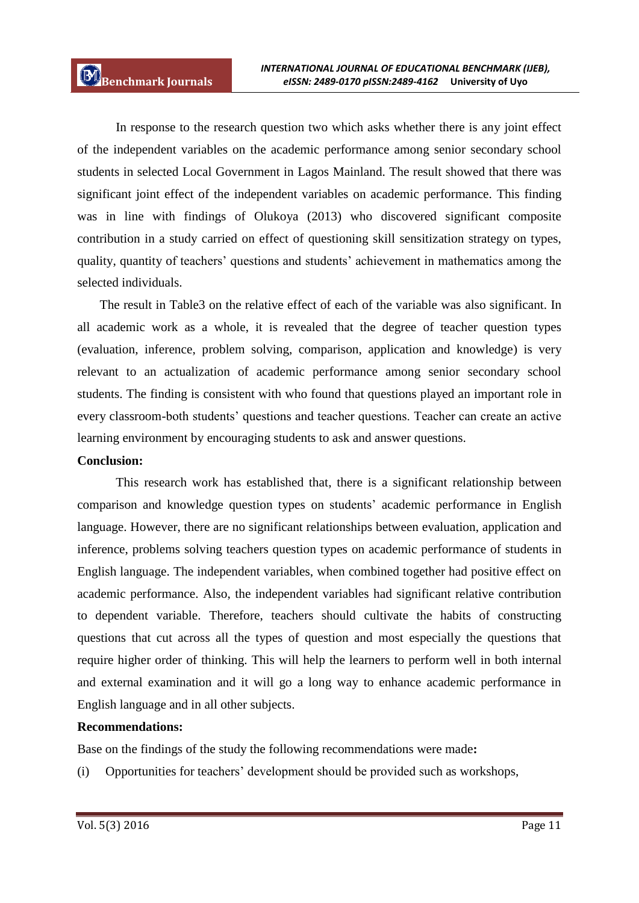In response to the research question two which asks whether there is any joint effect of the independent variables on the academic performance among senior secondary school students in selected Local Government in Lagos Mainland. The result showed that there was significant joint effect of the independent variables on academic performance. This finding was in line with findings of Olukoya (2013) who discovered significant composite contribution in a study carried on effect of questioning skill sensitization strategy on types, quality, quantity of teachers' questions and students' achievement in mathematics among the selected individuals.

The result in Table3 on the relative effect of each of the variable was also significant. In all academic work as a whole, it is revealed that the degree of teacher question types (evaluation, inference, problem solving, comparison, application and knowledge) is very relevant to an actualization of academic performance among senior secondary school students. The finding is consistent with who found that questions played an important role in every classroom-both students' questions and teacher questions. Teacher can create an active learning environment by encouraging students to ask and answer questions.

**Conclusion:**

This research work has established that, there is a significant relationship between comparison and knowledge question types on students' academic performance in English language. However, there are no significant relationships between evaluation, application and inference, problems solving teachers question types on academic performance of students in English language. The independent variables, when combined together had positive effect on academic performance. Also, the independent variables had significant relative contribution to dependent variable. Therefore, teachers should cultivate the habits of constructing questions that cut across all the types of question and most especially the questions that require higher order of thinking. This will help the learners to perform well in both internal and external examination and it will go a long way to enhance academic performance in English language and in all other subjects.

**Recommendations:**

Base on the findings of the study the following recommendations were made**:**

(i) Opportunities for teachers' development should be provided such as workshops,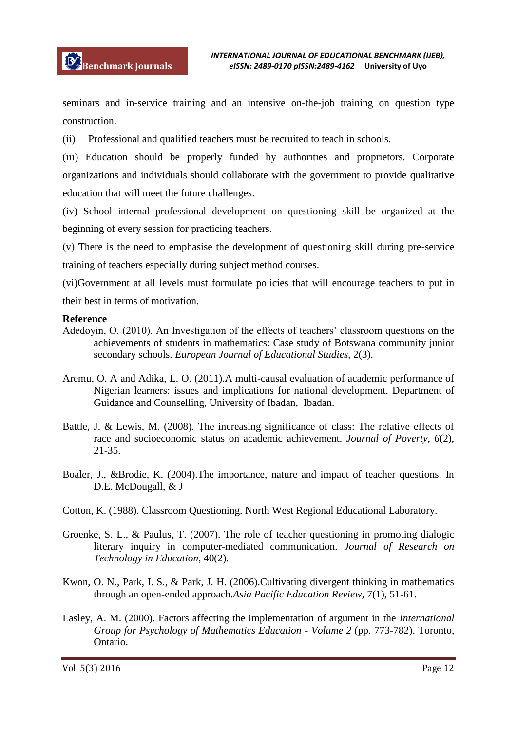seminars and in-service training and an intensive on-the-job training on question type construction.

(ii) Professional and qualified teachers must be recruited to teach in schools.

(iii) Education should be properly funded by authorities and proprietors. Corporate organizations and individuals should collaborate with the government to provide qualitative education that will meet the future challenges.

(iv) School internal professional development on questioning skill be organized at the beginning of every session for practicing teachers.

(v) There is the need to emphasise the development of questioning skill during pre-service training of teachers especially during subject method courses.

(vi)Government at all levels must formulate policies that will encourage teachers to put in their best in terms of motivation.

**Reference**

Adedoyin, O. (2010). An Investigation of the effects of teachers' classroom questions on the achievements of students in mathematics: Case study of Botswana community junior secondary schools. *European Journal of Educational Studies,* 2(3).

Aremu, O. A and Adika, L. O. (2011).A multi-causal evaluation of academic performance of Nigerian learners: issues and implications for national development. Department of Guidance and Counselling, University of Ibadan, Ibadan.

Battle, J. & Lewis, M. (2008). The increasing significance of class: The relative effects of race and socioeconomic status on academic achievement. *Journal of Poverty, 6*(2), 21-35.

Boaler, J., &Brodie, K. (2004).The importance, nature and impact of teacher questions. In D.E. McDougall, & J

Cotton, K. (1988). Classroom Questioning. North West Regional Educational Laboratory.

Groenke, S. L., & Paulus, T. (2007). The role of teacher questioning in promoting dialogic literary inquiry in computer-mediated communication. *Journal of Research on Technology in Education,* 40(2).

Kwon, O. N., Park, I. S., & Park, J. H. (2006).Cultivating divergent thinking in mathematics through an open-ended approach.*Asia Pacific Education Review,* 7(1), 51-61.

Lasley, A. M. (2000). Factors affecting the implementation of argument in the *International Group for Psychology of Mathematics Education - Volume 2* (pp. 773-782). Toronto, Ontario.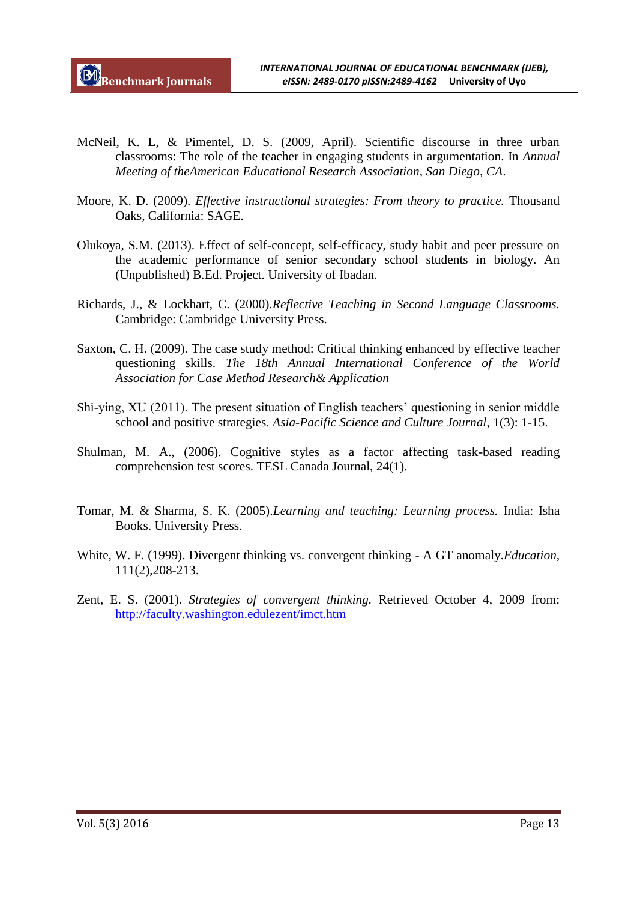McNeil, K. L, & Pimentel, D. S. (2009, April). Scientific discourse in three urban classrooms: The role of the teacher in engaging students in argumentation. In *Annual Meeting of theAmerican Educational Research Association, San Diego, CA*.

Moore, K. D. (2009). *Effective instructional strategies: From theory to practice.* Thousand Oaks, California: SAGE.

Olukoya, S.M. (2013). Effect of self-concept, self-efficacy, study habit and peer pressure on the academic performance of senior secondary school students in biology. An (Unpublished) B.Ed. Project. University of Ibadan.

Richards, J., & Lockhart, C. (2000).*Reflective Teaching in Second Language Classrooms.* Cambridge: Cambridge University Press.

Saxton, C. H. (2009). The case study method: Critical thinking enhanced by effective teacher questioning skills. *The 18th Annual International Conference of the World Association for Case Method Research& Application*

Shi-ying, XU (2011). The present situation of English teachers' questioning in senior middle school and positive strategies. *Asia-Pacific Science and Culture Journal,* 1(3): 1-15.

Shulman, M. A., (2006). Cognitive styles as a factor affecting task-based reading comprehension test scores. TESL Canada Journal, 24(1).

Tomar, M. & Sharma, S. K. (2005).*Learning and teaching: Learning process.* India: Isha Books. University Press.

White, W. F. (1999). Divergent thinking vs. convergent thinking - A GT anomaly.*Education,* 111(2),208-213.

Zent, E. S. (2001). *Strategies of convergent thinking.* Retrieved October 4, 2009 from: http://faculty.washington.edulezent/imct.htm